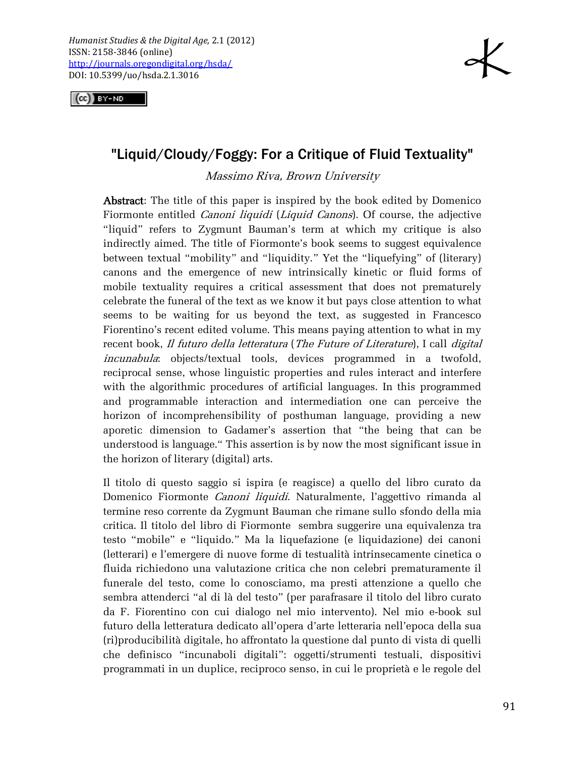*Humanist Studies & the Digital Age*, 2.1 (2012)
ISSN: 2158-3846 (online)
http://journals.oregondigital.org/hsda/
DOI: 10.5399/uo/hsda.2.1.3016

# "Liquid/Cloudy/Foggy: For a Critique of Fluid Textuality"

*Massimo Riva, Brown University*

**Abstract**: The title of this paper is inspired by the book edited by Domenico Fiormonte entitled *Canoni liquidi* (*Liquid Canons*). Of course, the adjective "liquid" refers to Zygmunt Bauman's term at which my critique is also indirectly aimed. The title of Fiormonte's book seems to suggest equivalence between textual "mobility" and "liquidity." Yet the "liquefying" of (literary) canons and the emergence of new intrinsically kinetic or fluid forms of mobile textuality requires a critical assessment that does not prematurely celebrate the funeral of the text as we know it but pays close attention to what seems to be waiting for us beyond the text, as suggested in Francesco Fiorentino's recent edited volume. This means paying attention to what in my recent book, *Il futuro della letteratura* (*The Future of Literature*), I call *digital incunabula*: objects/textual tools, devices programmed in a twofold, reciprocal sense, whose linguistic properties and rules interact and interfere with the algorithmic procedures of artificial languages. In this programmed and programmable interaction and intermediation one can perceive the horizon of incomprehensibility of posthuman language, providing a new aporetic dimension to Gadamer's assertion that "the being that can be understood is language." This assertion is by now the most significant issue in the horizon of literary (digital) arts.

Il titolo di questo saggio si ispira (e reagisce) a quello del libro curato da Domenico Fiormonte *Canoni liquidi*. Naturalmente, l'aggettivo rimanda al termine reso corrente da Zygmunt Bauman che rimane sullo sfondo della mia critica. Il titolo del libro di Fiormonte sembra suggerire una equivalenza tra testo "mobile" e "liquido." Ma la liquefazione (e liquidazione) dei canoni (letterari) e l'emergere di nuove forme di testualità intrinsecamente cinetica o fluida richiedono una valutazione critica che non celebri prematuramente il funerale del testo, come lo conosciamo, ma presti attenzione a quello che sembra attenderci "al di là del testo" (per parafrasare il titolo del libro curato da F. Fiorentino con cui dialogo nel mio intervento). Nel mio e-book sul futuro della letteratura dedicato all'opera d'arte letteraria nell'epoca della sua (ri)producibilità digitale, ho affrontato la questione dal punto di vista di quelli che definisco "incunaboli digitali": oggetti/strumenti testuali, dispositivi programmati in un duplice, reciproco senso, in cui le proprietà e le regole del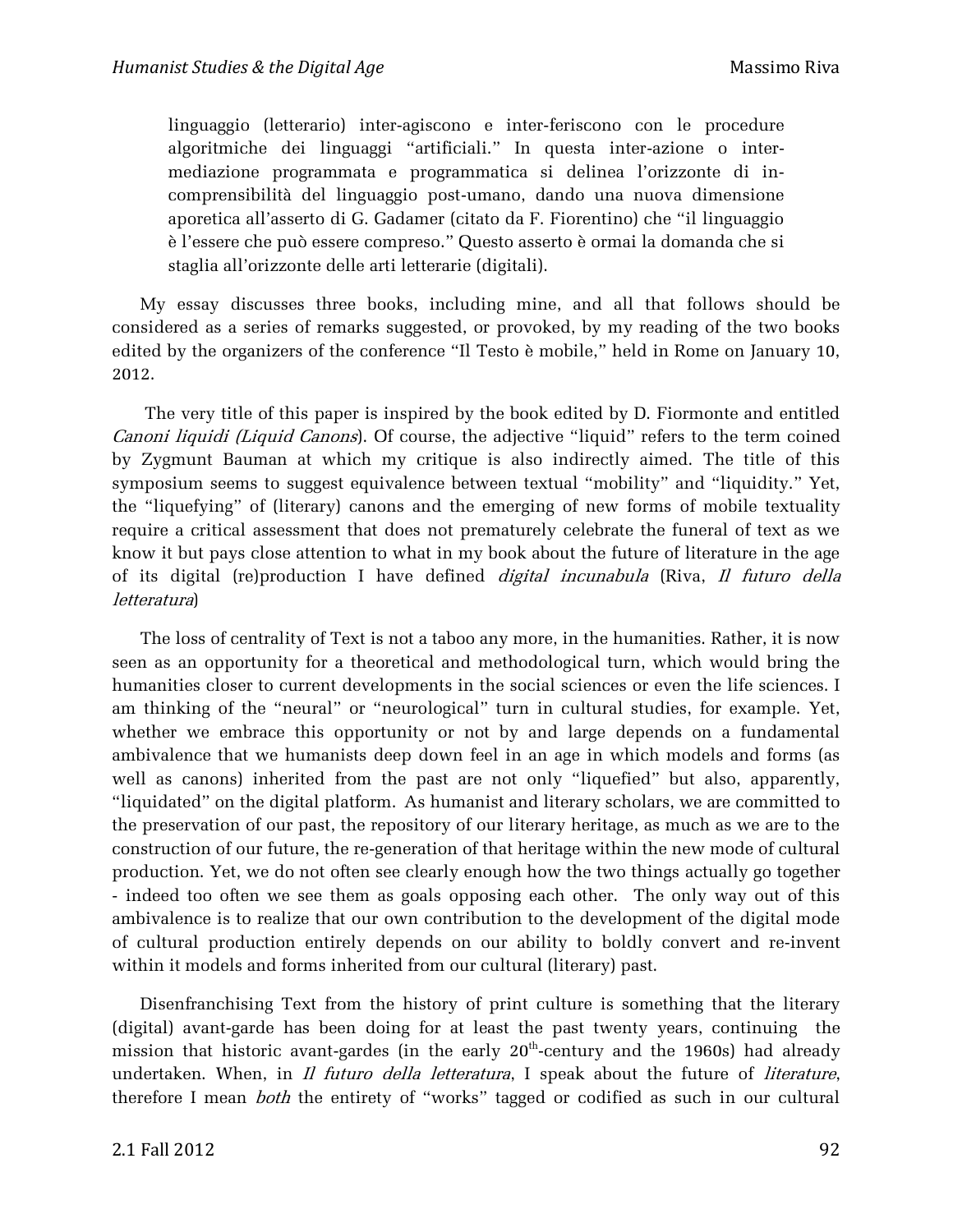> linguaggio (letterario) inter-agiscono e inter-feriscono con le procedure algoritmiche dei linguaggi "artificiali." In questa inter-azione o inter-mediazione programmata e programmatica si delinea l'orizzonte di in-comprensibilità del linguaggio post-umano, dando una nuova dimensione aporetica all'asserto di G. Gadamer (citato da F. Fiorentino) che "il linguaggio è l'essere che può essere compreso." Questo asserto è ormai la domanda che si staglia all'orizzonte delle arti letterarie (digitali).

My essay discusses three books, including mine, and all that follows should be considered as a series of remarks suggested, or provoked, by my reading of the two books edited by the organizers of the conference "Il Testo è mobile," held in Rome on January 10, 2012.

The very title of this paper is inspired by the book edited by D. Fiormonte and entitled *Canoni liquidi (Liquid Canons*). Of course, the adjective "liquid" refers to the term coined by Zygmunt Bauman at which my critique is also indirectly aimed. The title of this symposium seems to suggest equivalence between textual "mobility" and "liquidity." Yet, the "liquefying" of (literary) canons and the emerging of new forms of mobile textuality require a critical assessment that does not prematurely celebrate the funeral of text as we know it but pays close attention to what in my book about the future of literature in the age of its digital (re)production I have defined *digital incunabula* (Riva, *Il futuro della letteratura*)

The loss of centrality of Text is not a taboo any more, in the humanities. Rather, it is now seen as an opportunity for a theoretical and methodological turn, which would bring the humanities closer to current developments in the social sciences or even the life sciences. I am thinking of the "neural" or "neurological" turn in cultural studies, for example. Yet, whether we embrace this opportunity or not by and large depends on a fundamental ambivalence that we humanists deep down feel in an age in which models and forms (as well as canons) inherited from the past are not only "liquefied" but also, apparently, "liquidated" on the digital platform. As humanist and literary scholars, we are committed to the preservation of our past, the repository of our literary heritage, as much as we are to the construction of our future, the re-generation of that heritage within the new mode of cultural production. Yet, we do not often see clearly enough how the two things actually go together - indeed too often we see them as goals opposing each other. The only way out of this ambivalence is to realize that our own contribution to the development of the digital mode of cultural production entirely depends on our ability to boldly convert and re-invent within it models and forms inherited from our cultural (literary) past.

Disenfranchising Text from the history of print culture is something that the literary (digital) avant-garde has been doing for at least the past twenty years, continuing the mission that historic avant-gardes (in the early 20th-century and the 1960s) had already undertaken. When, in *Il futuro della letteratura*, I speak about the future of *literature*, therefore I mean *both* the entirety of "works" tagged or codified as such in our cultural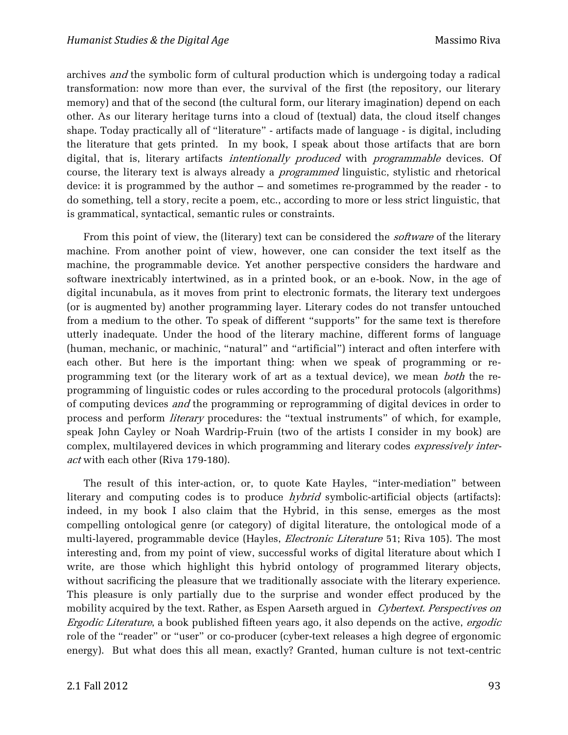archives *and* the symbolic form of cultural production which is undergoing today a radical transformation: now more than ever, the survival of the first (the repository, our literary memory) and that of the second (the cultural form, our literary imagination) depend on each other. As our literary heritage turns into a cloud of (textual) data, the cloud itself changes shape. Today practically all of "literature" - artifacts made of language - is digital, including the literature that gets printed. In my book, I speak about those artifacts that are born digital, that is, literary artifacts *intentionally produced* with *programmable* devices. Of course, the literary text is always already a *programmed* linguistic, stylistic and rhetorical device: it is programmed by the author – and sometimes re-programmed by the reader - to do something, tell a story, recite a poem, etc., according to more or less strict linguistic, that is grammatical, syntactical, semantic rules or constraints.

From this point of view, the (literary) text can be considered the *software* of the literary machine. From another point of view, however, one can consider the text itself as the machine, the programmable device. Yet another perspective considers the hardware and software inextricably intertwined, as in a printed book, or an e-book. Now, in the age of digital incunabula, as it moves from print to electronic formats, the literary text undergoes (or is augmented by) another programming layer. Literary codes do not transfer untouched from a medium to the other. To speak of different "supports" for the same text is therefore utterly inadequate. Under the hood of the literary machine, different forms of language (human, mechanic, or machinic, "natural" and "artificial") interact and often interfere with each other. But here is the important thing: when we speak of programming or re-programming text (or the literary work of art as a textual device), we mean *both* the re-programming of linguistic codes or rules according to the procedural protocols (algorithms) of computing devices *and* the programming or reprogramming of digital devices in order to process and perform *literary* procedures: the "textual instruments" of which, for example, speak John Cayley or Noah Wardrip-Fruin (two of the artists I consider in my book) are complex, multilayered devices in which programming and literary codes *expressively inter-act* with each other (Riva 179-180).

The result of this inter-action, or, to quote Kate Hayles, "inter-mediation" between literary and computing codes is to produce *hybrid* symbolic-artificial objects (artifacts): indeed, in my book I also claim that the Hybrid, in this sense, emerges as the most compelling ontological genre (or category) of digital literature, the ontological mode of a multi-layered, programmable device (Hayles, *Electronic Literature* 51; Riva 105). The most interesting and, from my point of view, successful works of digital literature about which I write, are those which highlight this hybrid ontology of programmed literary objects, without sacrificing the pleasure that we traditionally associate with the literary experience. This pleasure is only partially due to the surprise and wonder effect produced by the mobility acquired by the text. Rather, as Espen Aarseth argued in *Cybertext. Perspectives on Ergodic Literature*, a book published fifteen years ago, it also depends on the active, *ergodic* role of the "reader" or "user" or co-producer (cyber-text releases a high degree of ergonomic energy). But what does this all mean, exactly? Granted, human culture is not text-centric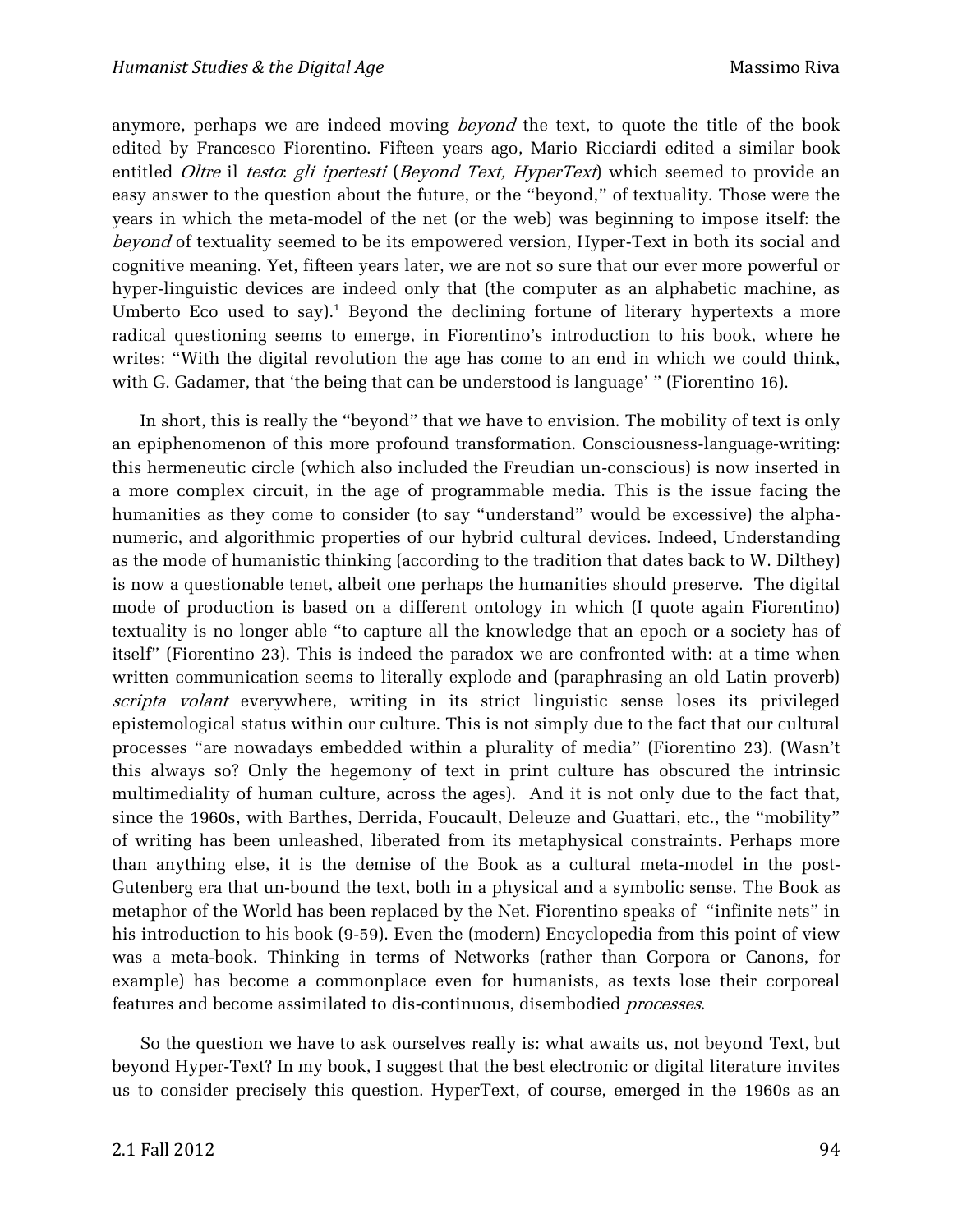anymore, perhaps we are indeed moving *beyond* the text, to quote the title of the book edited by Francesco Fiorentino. Fifteen years ago, Mario Ricciardi edited a similar book entitled *Oltre* il *testo*: *gli ipertesti* (*Beyond Text, HyperText*) which seemed to provide an easy answer to the question about the future, or the "beyond," of textuality. Those were the years in which the meta-model of the net (or the web) was beginning to impose itself: the *beyond* of textuality seemed to be its empowered version, Hyper-Text in both its social and cognitive meaning. Yet, fifteen years later, we are not so sure that our ever more powerful or hyper-linguistic devices are indeed only that (the computer as an alphabetic machine, as Umberto Eco used to say).[1] Beyond the declining fortune of literary hypertexts a more radical questioning seems to emerge, in Fiorentino's introduction to his book, where he writes: "With the digital revolution the age has come to an end in which we could think, with G. Gadamer, that 'the being that can be understood is language' " (Fiorentino 16).

In short, this is really the "beyond" that we have to envision. The mobility of text is only an epiphenomenon of this more profound transformation. Consciousness-language-writing: this hermeneutic circle (which also included the Freudian un-conscious) is now inserted in a more complex circuit, in the age of programmable media. This is the issue facing the humanities as they come to consider (to say "understand" would be excessive) the alpha-numeric, and algorithmic properties of our hybrid cultural devices. Indeed, Understanding as the mode of humanistic thinking (according to the tradition that dates back to W. Dilthey) is now a questionable tenet, albeit one perhaps the humanities should preserve. The digital mode of production is based on a different ontology in which (I quote again Fiorentino) textuality is no longer able "to capture all the knowledge that an epoch or a society has of itself" (Fiorentino 23). This is indeed the paradox we are confronted with: at a time when written communication seems to literally explode and (paraphrasing an old Latin proverb) *scripta volant* everywhere, writing in its strict linguistic sense loses its privileged epistemological status within our culture. This is not simply due to the fact that our cultural processes "are nowadays embedded within a plurality of media" (Fiorentino 23). (Wasn't this always so? Only the hegemony of text in print culture has obscured the intrinsic multimediality of human culture, across the ages). And it is not only due to the fact that, since the 1960s, with Barthes, Derrida, Foucault, Deleuze and Guattari, etc., the "mobility" of writing has been unleashed, liberated from its metaphysical constraints. Perhaps more than anything else, it is the demise of the Book as a cultural meta-model in the post-Gutenberg era that un-bound the text, both in a physical and a symbolic sense. The Book as metaphor of the World has been replaced by the Net. Fiorentino speaks of "infinite nets" in his introduction to his book (9-59). Even the (modern) Encyclopedia from this point of view was a meta-book. Thinking in terms of Networks (rather than Corpora or Canons, for example) has become a commonplace even for humanists, as texts lose their corporeal features and become assimilated to dis-continuous, disembodied *processes*.

So the question we have to ask ourselves really is: what awaits us, not beyond Text, but beyond Hyper-Text? In my book, I suggest that the best electronic or digital literature invites us to consider precisely this question. HyperText, of course, emerged in the 1960s as an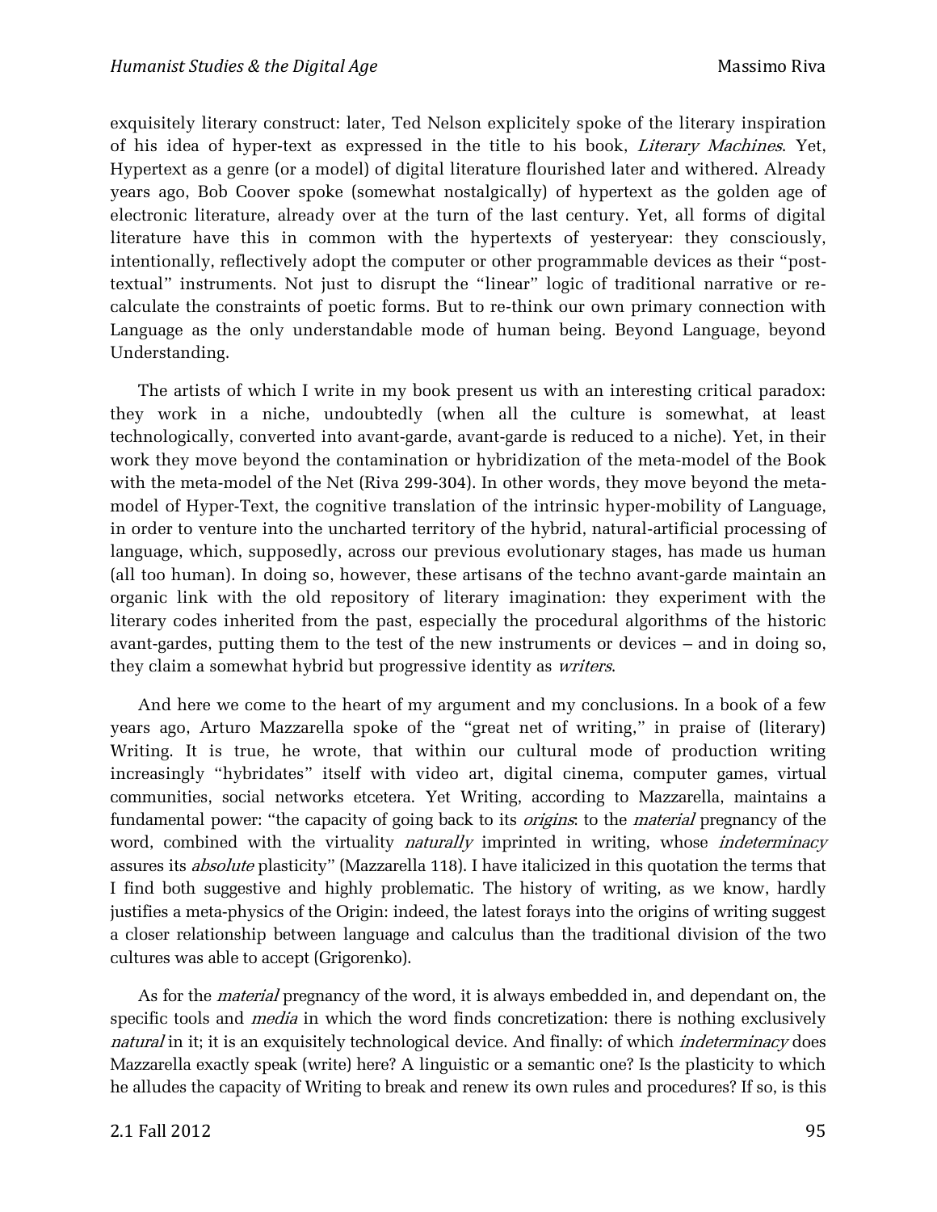exquisitely literary construct: later, Ted Nelson explicitely spoke of the literary inspiration of his idea of hyper-text as expressed in the title to his book, *Literary Machines*. Yet, Hypertext as a genre (or a model) of digital literature flourished later and withered. Already years ago, Bob Coover spoke (somewhat nostalgically) of hypertext as the golden age of electronic literature, already over at the turn of the last century. Yet, all forms of digital literature have this in common with the hypertexts of yesteryear: they consciously, intentionally, reflectively adopt the computer or other programmable devices as their "post-textual" instruments. Not just to disrupt the "linear" logic of traditional narrative or re-calculate the constraints of poetic forms. But to re-think our own primary connection with Language as the only understandable mode of human being. Beyond Language, beyond Understanding.

The artists of which I write in my book present us with an interesting critical paradox: they work in a niche, undoubtedly (when all the culture is somewhat, at least technologically, converted into avant-garde, avant-garde is reduced to a niche). Yet, in their work they move beyond the contamination or hybridization of the meta-model of the Book with the meta-model of the Net (Riva 299-304). In other words, they move beyond the meta-model of Hyper-Text, the cognitive translation of the intrinsic hyper-mobility of Language, in order to venture into the uncharted territory of the hybrid, natural-artificial processing of language, which, supposedly, across our previous evolutionary stages, has made us human (all too human). In doing so, however, these artisans of the techno avant-garde maintain an organic link with the old repository of literary imagination: they experiment with the literary codes inherited from the past, especially the procedural algorithms of the historic avant-gardes, putting them to the test of the new instruments or devices – and in doing so, they claim a somewhat hybrid but progressive identity as *writers*.

And here we come to the heart of my argument and my conclusions. In a book of a few years ago, Arturo Mazzarella spoke of the "great net of writing," in praise of (literary) Writing. It is true, he wrote, that within our cultural mode of production writing increasingly "hybridates" itself with video art, digital cinema, computer games, virtual communities, social networks etcetera. Yet Writing, according to Mazzarella, maintains a fundamental power: "the capacity of going back to its *origins*: to the *material* pregnancy of the word, combined with the virtuality *naturally* imprinted in writing, whose *indeterminacy* assures its *absolute* plasticity" (Mazzarella 118). I have italicized in this quotation the terms that I find both suggestive and highly problematic. The history of writing, as we know, hardly justifies a meta-physics of the Origin: indeed, the latest forays into the origins of writing suggest a closer relationship between language and calculus than the traditional division of the two cultures was able to accept (Grigorenko).

As for the *material* pregnancy of the word, it is always embedded in, and dependant on, the specific tools and *media* in which the word finds concretization: there is nothing exclusively *natural* in it; it is an exquisitely technological device. And finally: of which *indeterminacy* does Mazzarella exactly speak (write) here? A linguistic or a semantic one? Is the plasticity to which he alludes the capacity of Writing to break and renew its own rules and procedures? If so, is this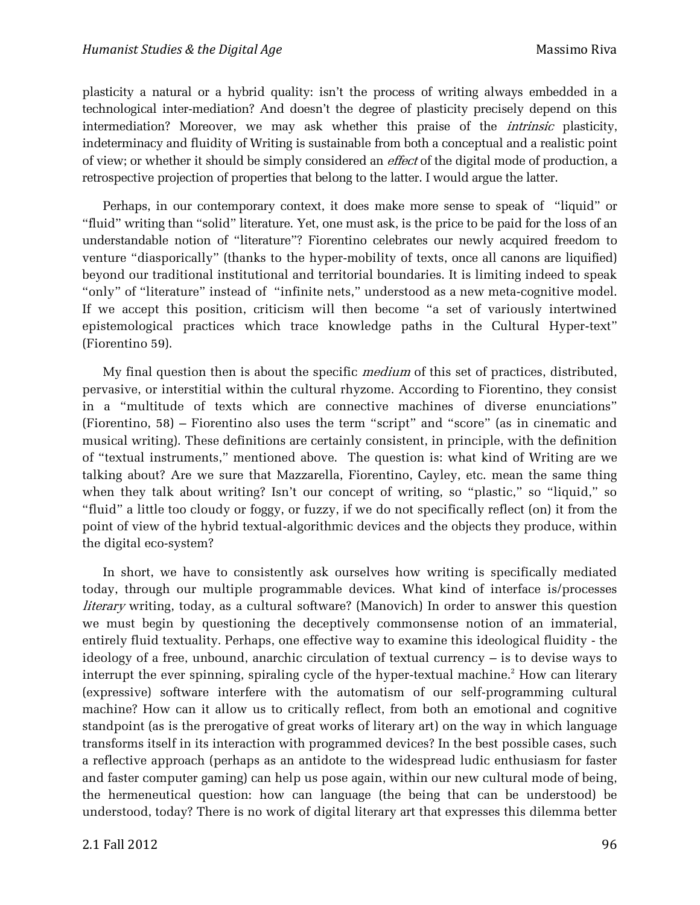plasticity a natural or a hybrid quality: isn't the process of writing always embedded in a technological inter-mediation? And doesn't the degree of plasticity precisely depend on this intermediation? Moreover, we may ask whether this praise of the *intrinsic* plasticity, indeterminacy and fluidity of Writing is sustainable from both a conceptual and a realistic point of view; or whether it should be simply considered an *effect* of the digital mode of production, a retrospective projection of properties that belong to the latter. I would argue the latter.

Perhaps, in our contemporary context, it does make more sense to speak of "liquid" or "fluid" writing than "solid" literature. Yet, one must ask, is the price to be paid for the loss of an understandable notion of "literature"? Fiorentino celebrates our newly acquired freedom to venture "diasporically" (thanks to the hyper-mobility of texts, once all canons are liquified) beyond our traditional institutional and territorial boundaries. It is limiting indeed to speak "only" of "literature" instead of "infinite nets," understood as a new meta-cognitive model. If we accept this position, criticism will then become "a set of variously intertwined epistemological practices which trace knowledge paths in the Cultural Hyper-text" (Fiorentino 59).

My final question then is about the specific *medium* of this set of practices, distributed, pervasive, or interstitial within the cultural rhyzome. According to Fiorentino, they consist in a "multitude of texts which are connective machines of diverse enunciations" (Fiorentino, 58) – Fiorentino also uses the term "script" and "score" (as in cinematic and musical writing). These definitions are certainly consistent, in principle, with the definition of "textual instruments," mentioned above. The question is: what kind of Writing are we talking about? Are we sure that Mazzarella, Fiorentino, Cayley, etc. mean the same thing when they talk about writing? Isn't our concept of writing, so "plastic," so "liquid," so "fluid" a little too cloudy or foggy, or fuzzy, if we do not specifically reflect (on) it from the point of view of the hybrid textual-algorithmic devices and the objects they produce, within the digital eco-system?

In short, we have to consistently ask ourselves how writing is specifically mediated today, through our multiple programmable devices. What kind of interface is/processes *literary* writing, today, as a cultural software? (Manovich) In order to answer this question we must begin by questioning the deceptively commonsense notion of an immaterial, entirely fluid textuality. Perhaps, one effective way to examine this ideological fluidity - the ideology of a free, unbound, anarchic circulation of textual currency – is to devise ways to interrupt the ever spinning, spiraling cycle of the hyper-textual machine.[2] How can literary (expressive) software interfere with the automatism of our self-programming cultural machine? How can it allow us to critically reflect, from both an emotional and cognitive standpoint (as is the prerogative of great works of literary art) on the way in which language transforms itself in its interaction with programmed devices? In the best possible cases, such a reflective approach (perhaps as an antidote to the widespread ludic enthusiasm for faster and faster computer gaming) can help us pose again, within our new cultural mode of being, the hermeneutical question: how can language (the being that can be understood) be understood, today? There is no work of digital literary art that expresses this dilemma better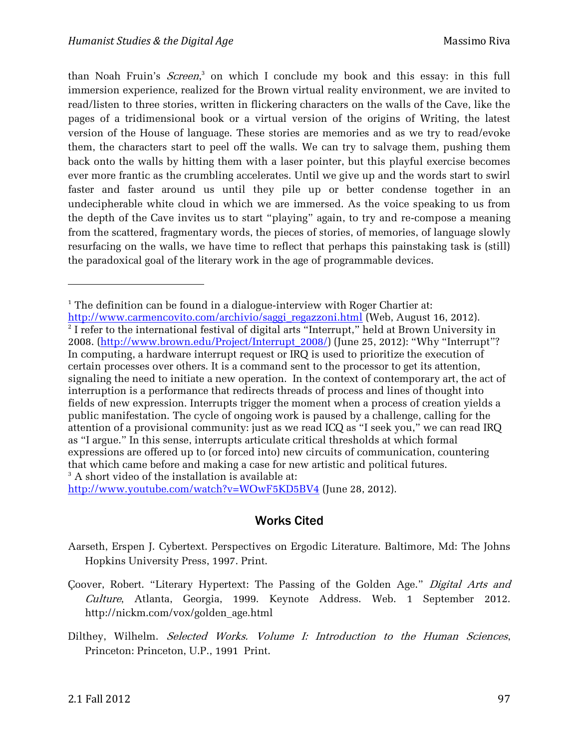than Noah Fruin's *Screen*,[3] on which I conclude my book and this essay: in this full immersion experience, realized for the Brown virtual reality environment, we are invited to read/listen to three stories, written in flickering characters on the walls of the Cave, like the pages of a tridimensional book or a virtual version of the origins of Writing, the latest version of the House of language. These stories are memories and as we try to read/evoke them, the characters start to peel off the walls. We can try to salvage them, pushing them back onto the walls by hitting them with a laser pointer, but this playful exercise becomes ever more frantic as the crumbling accelerates. Until we give up and the words start to swirl faster and faster around us until they pile up or better condense together in an undecipherable white cloud in which we are immersed. As the voice speaking to us from the depth of the Cave invites us to start "playing" again, to try and re-compose a meaning from the scattered, fragmentary words, the pieces of stories, of memories, of language slowly resurfacing on the walls, we have time to reflect that perhaps this painstaking task is (still) the paradoxical goal of the literary work in the age of programmable devices.

---

[1] The definition can be found in a dialogue-interview with Roger Chartier at: http://www.carmencovito.com/archivio/saggi_regazzoni.html (Web, August 16, 2012).

[2] I refer to the international festival of digital arts "Interrupt," held at Brown University in 2008. (http://www.brown.edu/Project/Interrupt_2008/) (June 25, 2012): "Why "Interrupt"? In computing, a hardware interrupt request or IRQ is used to prioritize the execution of certain processes over others. It is a command sent to the processor to get its attention, signaling the need to initiate a new operation. In the context of contemporary art, the act of interruption is a performance that redirects threads of process and lines of thought into fields of new expression. Interrupts trigger the moment when a process of creation yields a public manifestation. The cycle of ongoing work is paused by a challenge, calling for the attention of a provisional community: just as we read ICQ as "I seek you," we can read IRQ as "I argue." In this sense, interrupts articulate critical thresholds at which formal expressions are offered up to (or forced into) new circuits of communication, countering that which came before and making a case for new artistic and political futures.

[3] A short video of the installation is available at: http://www.youtube.com/watch?v=WOwF5KD5BV4 (June 28, 2012).

## Works Cited

Aarseth, Erspen J. Cybertext. Perspectives on Ergodic Literature. Baltimore, Md: The Johns Hopkins University Press, 1997. Print.

Çoover, Robert. "Literary Hypertext: The Passing of the Golden Age." *Digital Arts and Culture*, Atlanta, Georgia, 1999. Keynote Address. Web. 1 September 2012. http://nickm.com/vox/golden_age.html

Dilthey, Wilhelm. *Selected Works. Volume I: Introduction to the Human Sciences*, Princeton: Princeton, U.P., 1991 Print.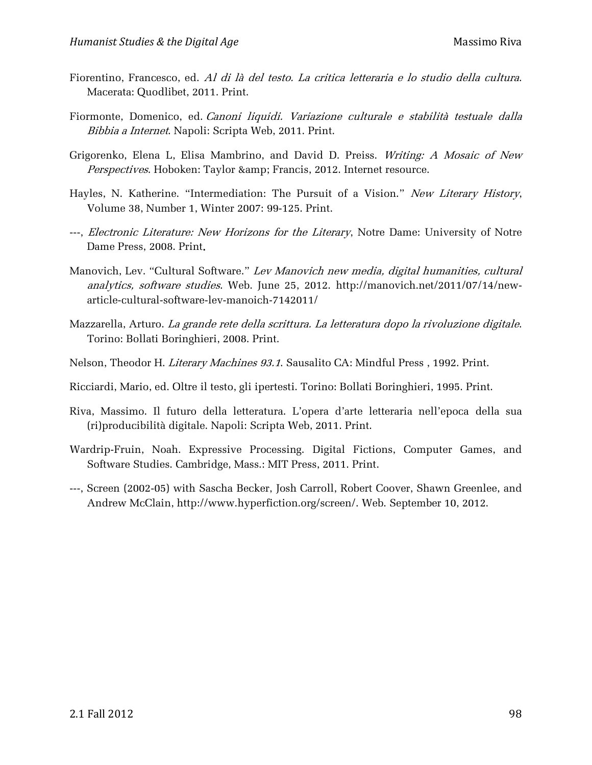Fiorentino, Francesco, ed. *Al di là del testo. La critica letteraria e lo studio della cultura*. Macerata: Quodlibet, 2011. Print.

Fiormonte, Domenico, ed. *Canoni liquidi. Variazione culturale e stabilità testuale dalla Bibbia a Internet*. Napoli: Scripta Web, 2011. Print.

Grigorenko, Elena L, Elisa Mambrino, and David D. Preiss. *Writing: A Mosaic of New Perspectives*. Hoboken: Taylor &amp; Francis, 2012. Internet resource.

Hayles, N. Katherine. "Intermediation: The Pursuit of a Vision." *New Literary History*, Volume 38, Number 1, Winter 2007: 99-125. Print.

---, *Electronic Literature: New Horizons for the Literary*, Notre Dame: University of Notre Dame Press, 2008. Print.

Manovich, Lev. "Cultural Software." *Lev Manovich new media, digital humanities, cultural analytics, software studies*. Web. June 25, 2012. http://manovich.net/2011/07/14/new-article-cultural-software-lev-manoich-7142011/

Mazzarella, Arturo. *La grande rete della scrittura. La letteratura dopo la rivoluzione digitale*. Torino: Bollati Boringhieri, 2008. Print.

Nelson, Theodor H. *Literary Machines 93.1*. Sausalito CA: Mindful Press , 1992. Print.

Ricciardi, Mario, ed. Oltre il testo, gli ipertesti. Torino: Bollati Boringhieri, 1995. Print.

Riva, Massimo. Il futuro della letteratura. L'opera d'arte letteraria nell'epoca della sua (ri)producibilità digitale. Napoli: Scripta Web, 2011. Print.

Wardrip-Fruin, Noah. Expressive Processing. Digital Fictions, Computer Games, and Software Studies. Cambridge, Mass.: MIT Press, 2011. Print.

---, Screen (2002-05) with Sascha Becker, Josh Carroll, Robert Coover, Shawn Greenlee, and Andrew McClain, http://www.hyperfiction.org/screen/. Web. September 10, 2012.